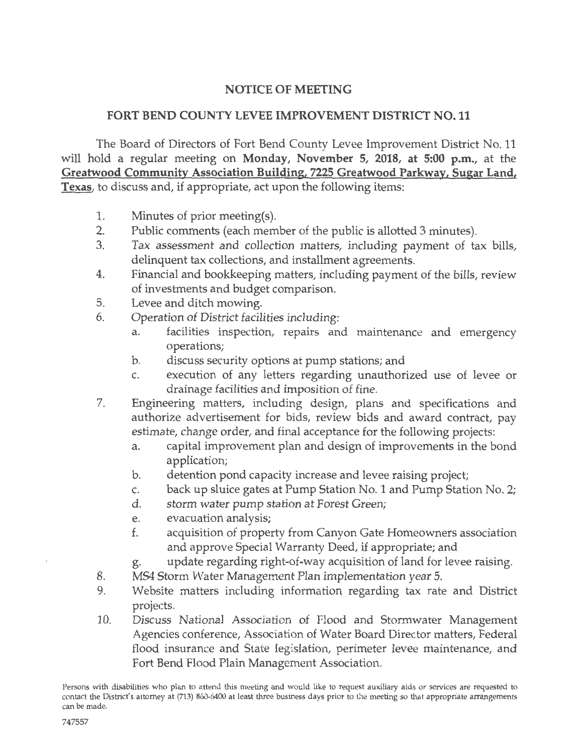# NOTICE OF MEETING

## FORT BEND COUNTY LEVEE IMPROVEMENT DISTRICT NO. 11

The Board of Directors of Fort Bend County Levee Improvement District No. 11 will hold a regular meeting on **Monday, November 5, 2018, at 5:00 p.m.**, at the **Greatwood Community Association Building, 7225 Greatwood Parkway, Sugar Land, Texas**, to discuss and, if appropriate, act upon the following items:

1. Minutes of prior meeting(s).
2. Public comments (each member of the public is allotted 3 minutes).
3. Tax assessment and collection matters, including payment of tax bills, delinquent tax collections, and installment agreements.
4. Financial and bookkeeping matters, including payment of the bills, review of investments and budget comparison.
5. Levee and ditch mowing.
6. Operation of District facilities including:
   a. facilities inspection, repairs and maintenance and emergency operations;
   b. discuss security options at pump stations; and
   c. execution of any letters regarding unauthorized use of levee or drainage facilities and imposition of fine.
7. Engineering matters, including design, plans and specifications and authorize advertisement for bids, review bids and award contract, pay estimate, change order, and final acceptance for the following projects:
   a. capital improvement plan and design of improvements in the bond application;
   b. detention pond capacity increase and levee raising project;
   c. back up sluice gates at Pump Station No. 1 and Pump Station No. 2;
   d. storm water pump station at Forest Green;
   e. evacuation analysis;
   f. acquisition of property from Canyon Gate Homeowners association and approve Special Warranty Deed, if appropriate; and
   g. update regarding right-of-way acquisition of land for levee raising.
8. MS4 Storm Water Management Plan implementation year 5.
9. Website matters including information regarding tax rate and District projects.
10. Discuss National Association of Flood and Stormwater Management Agencies conference, Association of Water Board Director matters, Federal flood insurance and State legislation, perimeter levee maintenance, and Fort Bend Flood Plain Management Association.

Persons with disabilities who plan to attend this meeting and would like to request auxiliary aids or services are requested to contact the District's attorney at (713) 860-6400 at least three business days prior to the meeting so that appropriate arrangements can be made.

747557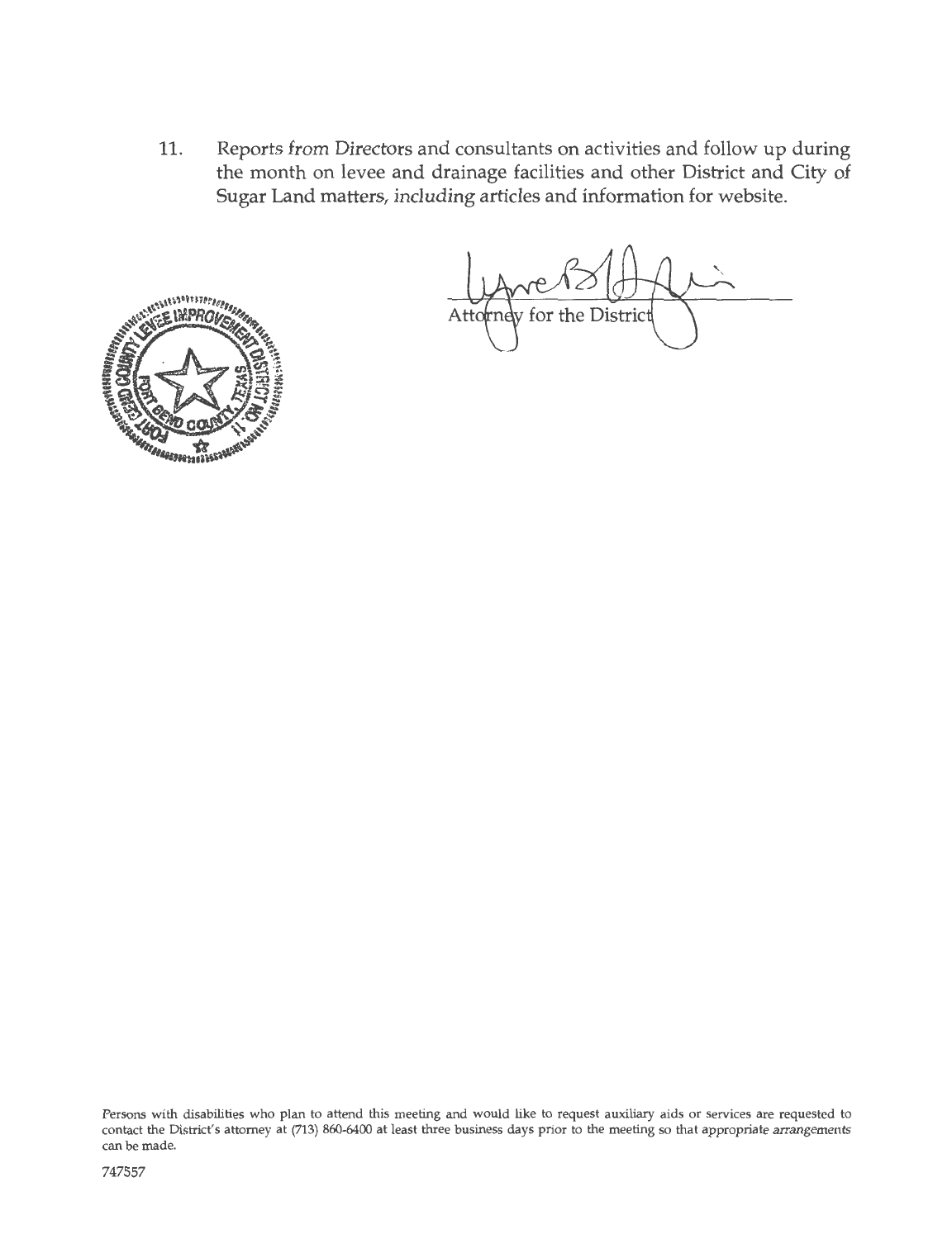11. Reports from Directors and consultants on activities and follow up during the month on levee and drainage facilities and other District and City of Sugar Land matters, including articles and information for website.

Attorney for the District

Persons with disabilities who plan to attend this meeting and would like to request auxiliary aids or services are requested to contact the District's attorney at (713) 860-6400 at least three business days prior to the meeting so that appropriate arrangements can be made.

747557